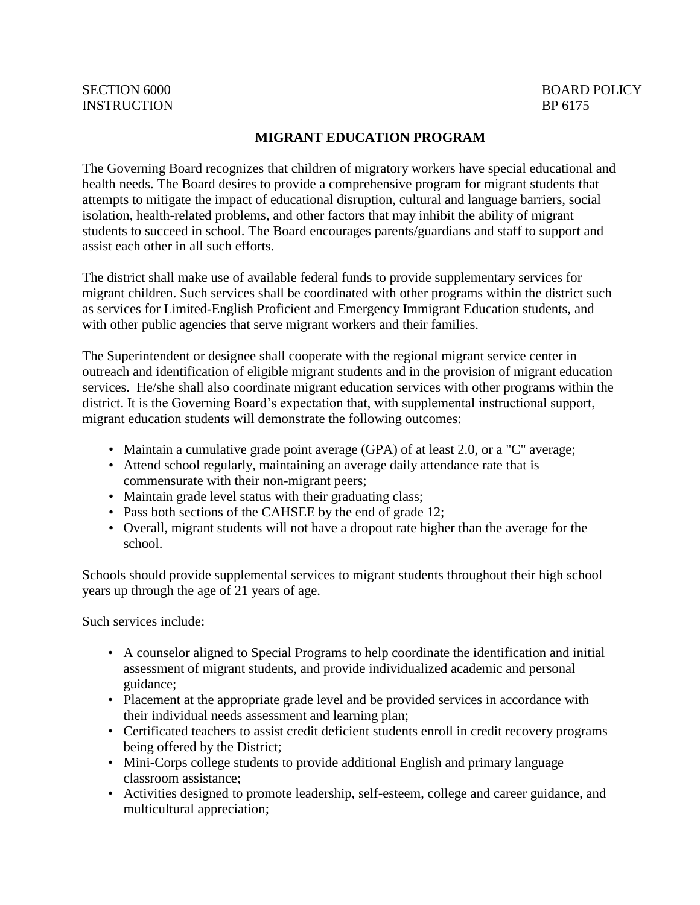SECTION 6000 BOARD POLICY
INSTRUCTION BP 6175

# MIGRANT EDUCATION PROGRAM

The Governing Board recognizes that children of migratory workers have special educational and health needs. The Board desires to provide a comprehensive program for migrant students that attempts to mitigate the impact of educational disruption, cultural and language barriers, social isolation, health-related problems, and other factors that may inhibit the ability of migrant students to succeed in school. The Board encourages parents/guardians and staff to support and assist each other in all such efforts.

The district shall make use of available federal funds to provide supplementary services for migrant children. Such services shall be coordinated with other programs within the district such as services for Limited-English Proficient and Emergency Immigrant Education students, and with other public agencies that serve migrant workers and their families.

The Superintendent or designee shall cooperate with the regional migrant service center in outreach and identification of eligible migrant students and in the provision of migrant education services. He/she shall also coordinate migrant education services with other programs within the district. It is the Governing Board's expectation that, with supplemental instructional support, migrant education students will demonstrate the following outcomes:

- Maintain a cumulative grade point average (GPA) of at least 2.0, or a "C" average;
- Attend school regularly, maintaining an average daily attendance rate that is commensurate with their non-migrant peers;
- Maintain grade level status with their graduating class;
- Pass both sections of the CAHSEE by the end of grade 12;
- Overall, migrant students will not have a dropout rate higher than the average for the school.

Schools should provide supplemental services to migrant students throughout their high school years up through the age of 21 years of age.

Such services include:

- A counselor aligned to Special Programs to help coordinate the identification and initial assessment of migrant students, and provide individualized academic and personal guidance;
- Placement at the appropriate grade level and be provided services in accordance with their individual needs assessment and learning plan;
- Certificated teachers to assist credit deficient students enroll in credit recovery programs being offered by the District;
- Mini-Corps college students to provide additional English and primary language classroom assistance;
- Activities designed to promote leadership, self-esteem, college and career guidance, and multicultural appreciation;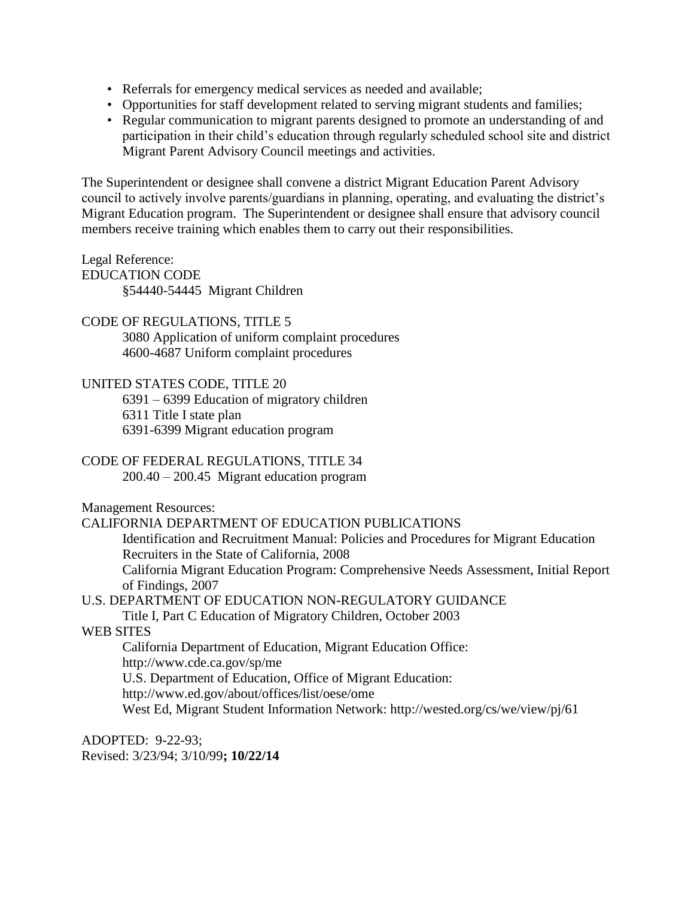- Referrals for emergency medical services as needed and available;
- Opportunities for staff development related to serving migrant students and families;
- Regular communication to migrant parents designed to promote an understanding of and participation in their child's education through regularly scheduled school site and district Migrant Parent Advisory Council meetings and activities.

The Superintendent or designee shall convene a district Migrant Education Parent Advisory council to actively involve parents/guardians in planning, operating, and evaluating the district's Migrant Education program. The Superintendent or designee shall ensure that advisory council members receive training which enables them to carry out their responsibilities.

Legal Reference:
EDUCATION CODE
    §54440-54445 Migrant Children

CODE OF REGULATIONS, TITLE 5
    3080 Application of uniform complaint procedures
    4600-4687 Uniform complaint procedures

UNITED STATES CODE, TITLE 20
    6391 – 6399 Education of migratory children
    6311 Title I state plan
    6391-6399 Migrant education program

CODE OF FEDERAL REGULATIONS, TITLE 34
    200.40 – 200.45 Migrant education program

Management Resources:
CALIFORNIA DEPARTMENT OF EDUCATION PUBLICATIONS
    Identification and Recruitment Manual: Policies and Procedures for Migrant Education Recruiters in the State of California, 2008
    California Migrant Education Program: Comprehensive Needs Assessment, Initial Report of Findings, 2007
U.S. DEPARTMENT OF EDUCATION NON-REGULATORY GUIDANCE
    Title I, Part C Education of Migratory Children, October 2003
WEB SITES
    California Department of Education, Migrant Education Office:
    http://www.cde.ca.gov/sp/me
    U.S. Department of Education, Office of Migrant Education:
    http://www.ed.gov/about/offices/list/oese/ome
    West Ed, Migrant Student Information Network: http://wested.org/cs/we/view/pj/61

ADOPTED: 9-22-93;
Revised: 3/23/94; 3/10/99**; 10/22/14**